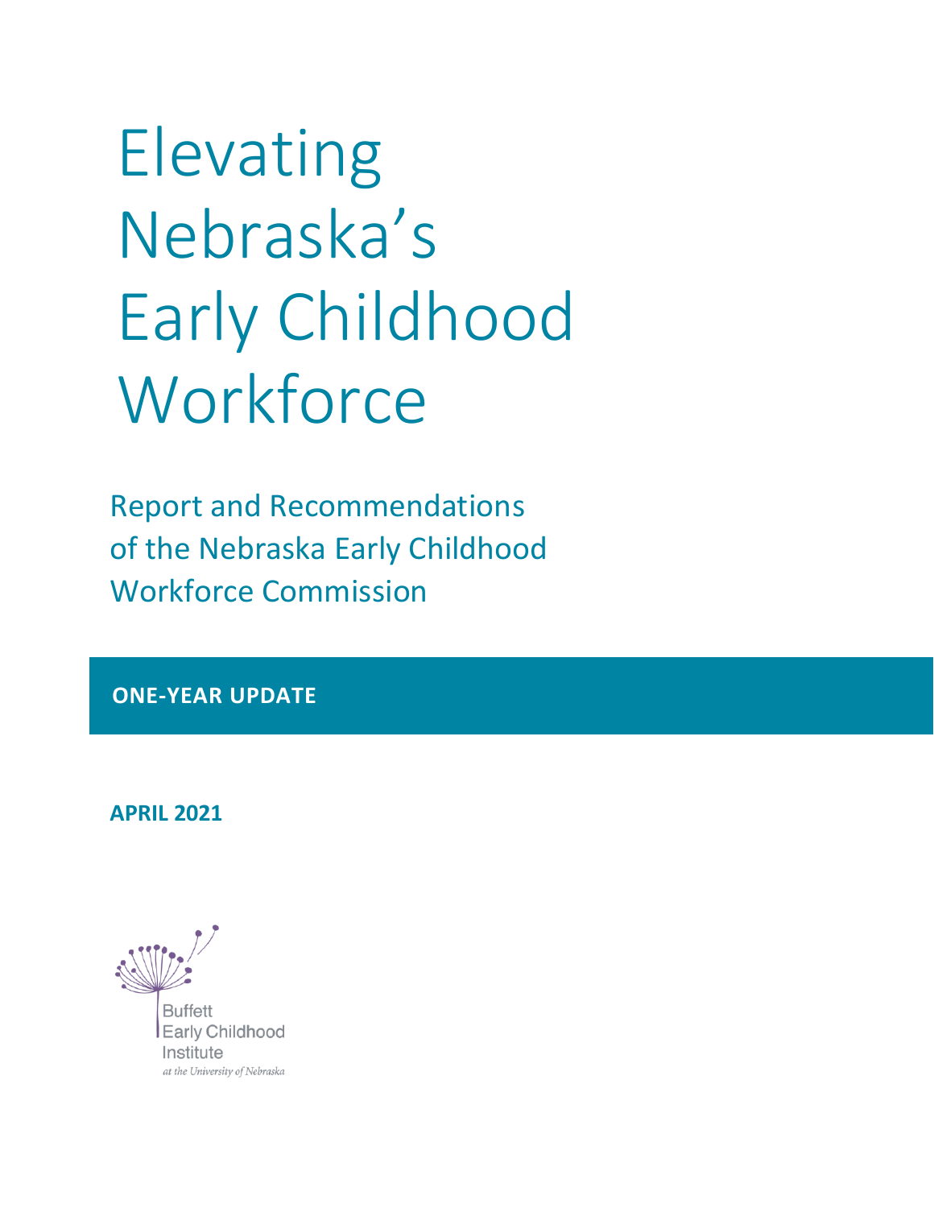# Elevating Nebraska's Early Childhood Workforce

## Report and Recommendations of the Nebraska Early Childhood Workforce Commission

**ONE-YEAR UPDATE**

**APRIL 2021**

Buffett Early Childhood Institute

*at the University of Nebraska*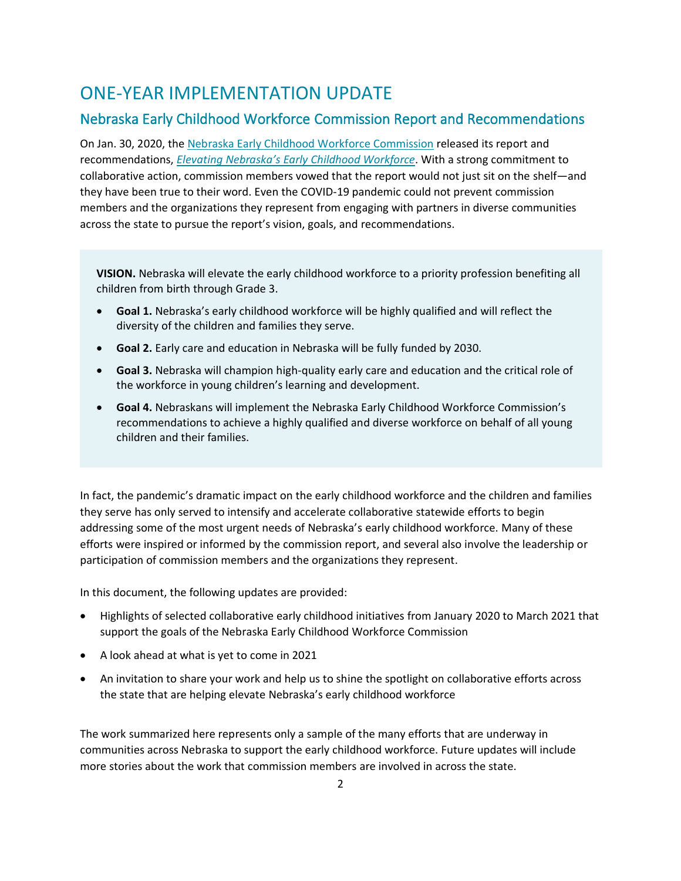# ONE-YEAR IMPLEMENTATION UPDATE

## Nebraska Early Childhood Workforce Commission Report and Recommendations

On Jan. 30, 2020, the Nebraska Early Childhood Workforce Commission released its report and recommendations, *Elevating Nebraska's Early Childhood Workforce*. With a strong commitment to collaborative action, commission members vowed that the report would not just sit on the shelf—and they have been true to their word. Even the COVID-19 pandemic could not prevent commission members and the organizations they represent from engaging with partners in diverse communities across the state to pursue the report's vision, goals, and recommendations.

> **VISION.** Nebraska will elevate the early childhood workforce to a priority profession benefiting all children from birth through Grade 3.
>
> - **Goal 1.** Nebraska's early childhood workforce will be highly qualified and will reflect the diversity of the children and families they serve.
> - **Goal 2.** Early care and education in Nebraska will be fully funded by 2030.
> - **Goal 3.** Nebraska will champion high-quality early care and education and the critical role of the workforce in young children's learning and development.
> - **Goal 4.** Nebraskans will implement the Nebraska Early Childhood Workforce Commission's recommendations to achieve a highly qualified and diverse workforce on behalf of all young children and their families.

In fact, the pandemic's dramatic impact on the early childhood workforce and the children and families they serve has only served to intensify and accelerate collaborative statewide efforts to begin addressing some of the most urgent needs of Nebraska's early childhood workforce. Many of these efforts were inspired or informed by the commission report, and several also involve the leadership or participation of commission members and the organizations they represent.

In this document, the following updates are provided:

- Highlights of selected collaborative early childhood initiatives from January 2020 to March 2021 that support the goals of the Nebraska Early Childhood Workforce Commission
- A look ahead at what is yet to come in 2021
- An invitation to share your work and help us to shine the spotlight on collaborative efforts across the state that are helping elevate Nebraska's early childhood workforce

The work summarized here represents only a sample of the many efforts that are underway in communities across Nebraska to support the early childhood workforce. Future updates will include more stories about the work that commission members are involved in across the state.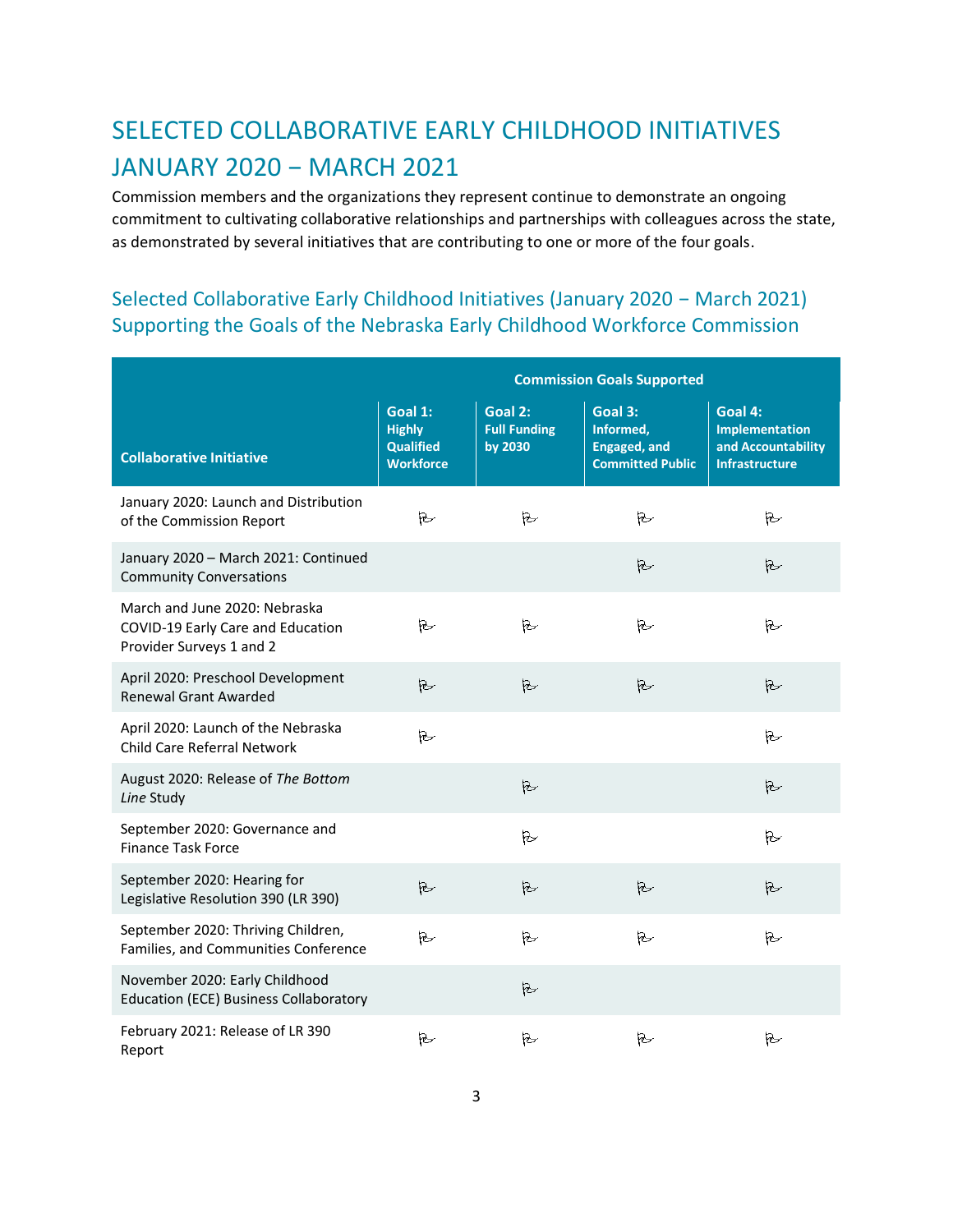# SELECTED COLLABORATIVE EARLY CHILDHOOD INITIATIVES JANUARY 2020 − MARCH 2021

Commission members and the organizations they represent continue to demonstrate an ongoing commitment to cultivating collaborative relationships and partnerships with colleagues across the state, as demonstrated by several initiatives that are contributing to one or more of the four goals.

## Selected Collaborative Early Childhood Initiatives (January 2020 − March 2021) Supporting the Goals of the Nebraska Early Childhood Workforce Commission

| Collaborative Initiative | Commission Goals Supported | | | |
|---|---|---|---|---|
| | Goal 1: Highly Qualified Workforce | Goal 2: Full Funding by 2030 | Goal 3: Informed, Engaged, and Committed Public | Goal 4: Implementation and Accountability Infrastructure |
| January 2020: Launch and Distribution of the Commission Report | ✓ | ✓ | ✓ | ✓ |
| January 2020 – March 2021: Continued Community Conversations | | | ✓ | ✓ |
| March and June 2020: Nebraska COVID-19 Early Care and Education Provider Surveys 1 and 2 | ✓ | ✓ | ✓ | ✓ |
| April 2020: Preschool Development Renewal Grant Awarded | ✓ | ✓ | ✓ | ✓ |
| April 2020: Launch of the Nebraska Child Care Referral Network | ✓ | | | ✓ |
| August 2020: Release of *The Bottom Line* Study | | ✓ | | ✓ |
| September 2020: Governance and Finance Task Force | | ✓ | | ✓ |
| September 2020: Hearing for Legislative Resolution 390 (LR 390) | ✓ | ✓ | ✓ | ✓ |
| September 2020: Thriving Children, Families, and Communities Conference | ✓ | ✓ | ✓ | ✓ |
| November 2020: Early Childhood Education (ECE) Business Collaboratory | | ✓ | | |
| February 2021: Release of LR 390 Report | ✓ | ✓ | ✓ | ✓ |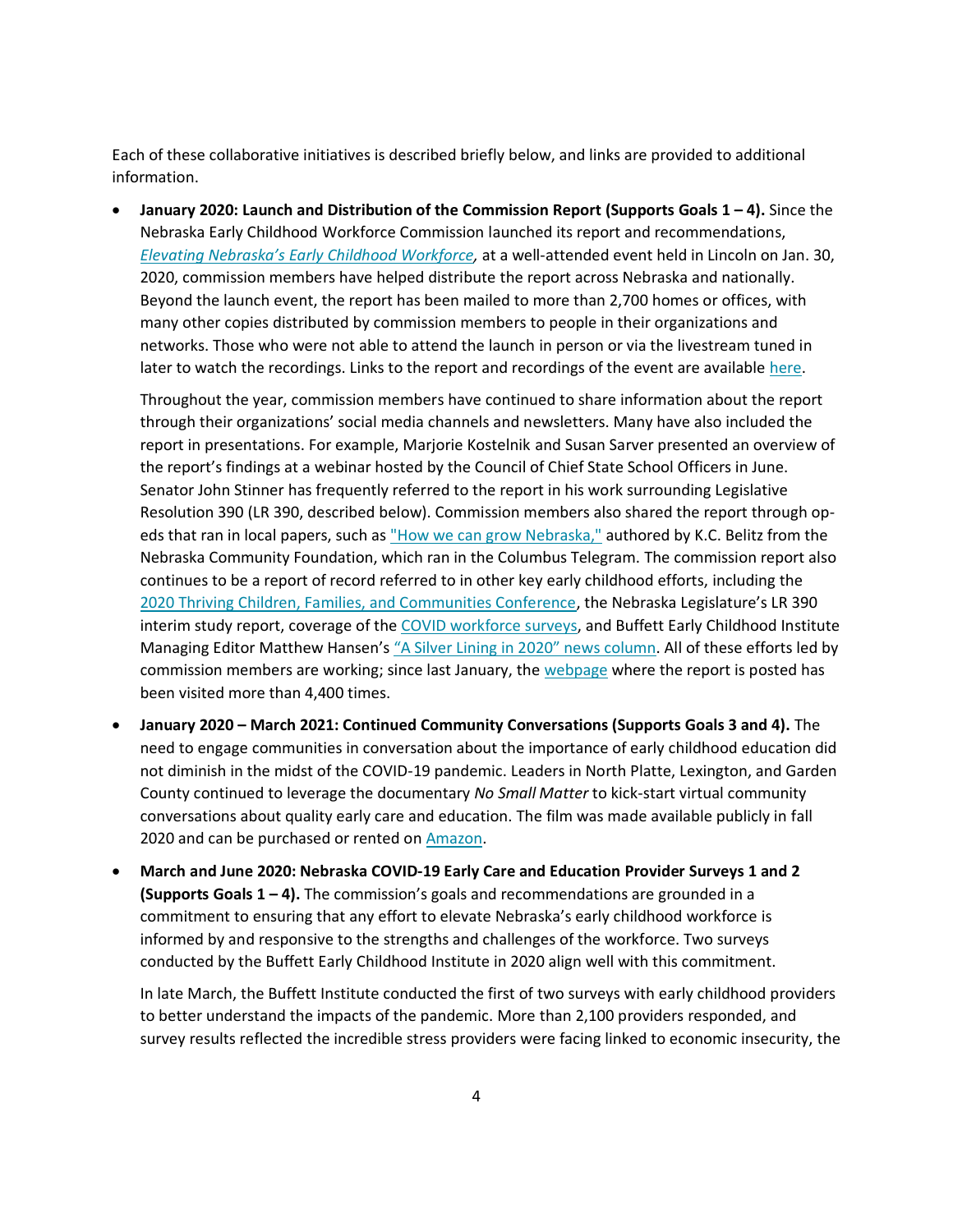Each of these collaborative initiatives is described briefly below, and links are provided to additional information.

- **January 2020: Launch and Distribution of the Commission Report (Supports Goals 1 – 4).** Since the Nebraska Early Childhood Workforce Commission launched its report and recommendations, *Elevating Nebraska's Early Childhood Workforce,* at a well-attended event held in Lincoln on Jan. 30, 2020, commission members have helped distribute the report across Nebraska and nationally. Beyond the launch event, the report has been mailed to more than 2,700 homes or offices, with many other copies distributed by commission members to people in their organizations and networks. Those who were not able to attend the launch in person or via the livestream tuned in later to watch the recordings. Links to the report and recordings of the event are available here.

  Throughout the year, commission members have continued to share information about the report through their organizations' social media channels and newsletters. Many have also included the report in presentations. For example, Marjorie Kostelnik and Susan Sarver presented an overview of the report's findings at a webinar hosted by the Council of Chief State School Officers in June. Senator John Stinner has frequently referred to the report in his work surrounding Legislative Resolution 390 (LR 390, described below). Commission members also shared the report through op-eds that ran in local papers, such as "How we can grow Nebraska," authored by K.C. Belitz from the Nebraska Community Foundation, which ran in the Columbus Telegram. The commission report also continues to be a report of record referred to in other key early childhood efforts, including the 2020 Thriving Children, Families, and Communities Conference, the Nebraska Legislature's LR 390 interim study report, coverage of the COVID workforce surveys, and Buffett Early Childhood Institute Managing Editor Matthew Hansen's "A Silver Lining in 2020" news column. All of these efforts led by commission members are working; since last January, the webpage where the report is posted has been visited more than 4,400 times.

- **January 2020 – March 2021: Continued Community Conversations (Supports Goals 3 and 4).** The need to engage communities in conversation about the importance of early childhood education did not diminish in the midst of the COVID-19 pandemic. Leaders in North Platte, Lexington, and Garden County continued to leverage the documentary *No Small Matter* to kick-start virtual community conversations about quality early care and education. The film was made available publicly in fall 2020 and can be purchased or rented on Amazon.

- **March and June 2020: Nebraska COVID-19 Early Care and Education Provider Surveys 1 and 2 (Supports Goals 1 – 4).** The commission's goals and recommendations are grounded in a commitment to ensuring that any effort to elevate Nebraska's early childhood workforce is informed by and responsive to the strengths and challenges of the workforce. Two surveys conducted by the Buffett Early Childhood Institute in 2020 align well with this commitment.

  In late March, the Buffett Institute conducted the first of two surveys with early childhood providers to better understand the impacts of the pandemic. More than 2,100 providers responded, and survey results reflected the incredible stress providers were facing linked to economic insecurity, the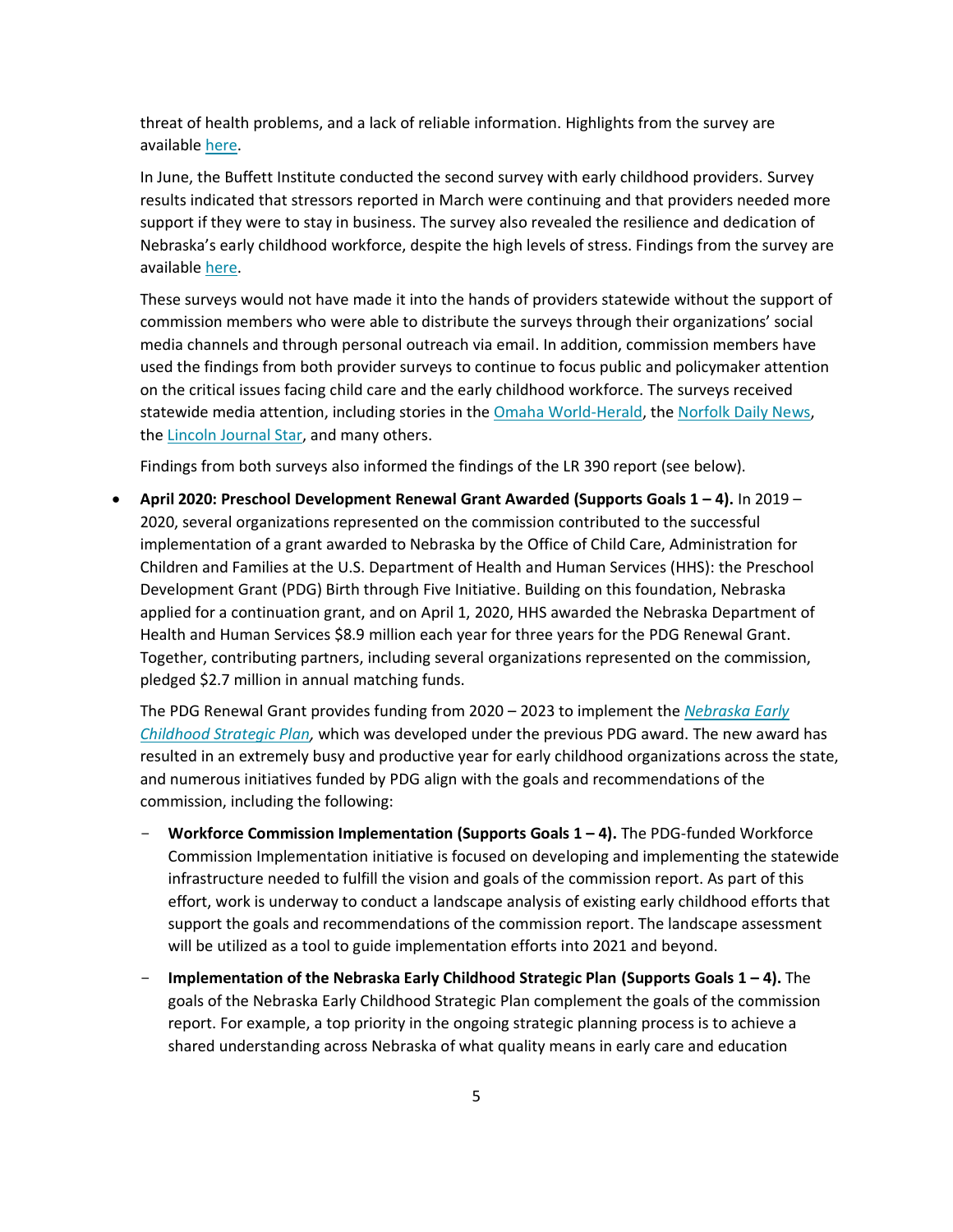threat of health problems, and a lack of reliable information. Highlights from the survey are available here.

In June, the Buffett Institute conducted the second survey with early childhood providers. Survey results indicated that stressors reported in March were continuing and that providers needed more support if they were to stay in business. The survey also revealed the resilience and dedication of Nebraska's early childhood workforce, despite the high levels of stress. Findings from the survey are available here.

These surveys would not have made it into the hands of providers statewide without the support of commission members who were able to distribute the surveys through their organizations' social media channels and through personal outreach via email. In addition, commission members have used the findings from both provider surveys to continue to focus public and policymaker attention on the critical issues facing child care and the early childhood workforce. The surveys received statewide media attention, including stories in the Omaha World-Herald, the Norfolk Daily News, the Lincoln Journal Star, and many others.

Findings from both surveys also informed the findings of the LR 390 report (see below).

- **April 2020: Preschool Development Renewal Grant Awarded (Supports Goals 1 – 4).** In 2019 – 2020, several organizations represented on the commission contributed to the successful implementation of a grant awarded to Nebraska by the Office of Child Care, Administration for Children and Families at the U.S. Department of Health and Human Services (HHS): the Preschool Development Grant (PDG) Birth through Five Initiative. Building on this foundation, Nebraska applied for a continuation grant, and on April 1, 2020, HHS awarded the Nebraska Department of Health and Human Services $8.9 million each year for three years for the PDG Renewal Grant. Together, contributing partners, including several organizations represented on the commission, pledged $2.7 million in annual matching funds.

  The PDG Renewal Grant provides funding from 2020 – 2023 to implement the *Nebraska Early Childhood Strategic Plan,* which was developed under the previous PDG award. The new award has resulted in an extremely busy and productive year for early childhood organizations across the state, and numerous initiatives funded by PDG align with the goals and recommendations of the commission, including the following:

  - **Workforce Commission Implementation (Supports Goals 1 – 4).** The PDG-funded Workforce Commission Implementation initiative is focused on developing and implementing the statewide infrastructure needed to fulfill the vision and goals of the commission report. As part of this effort, work is underway to conduct a landscape analysis of existing early childhood efforts that support the goals and recommendations of the commission report. The landscape assessment will be utilized as a tool to guide implementation efforts into 2021 and beyond.
  - **Implementation of the Nebraska Early Childhood Strategic Plan (Supports Goals 1 – 4).** The goals of the Nebraska Early Childhood Strategic Plan complement the goals of the commission report. For example, a top priority in the ongoing strategic planning process is to achieve a shared understanding across Nebraska of what quality means in early care and education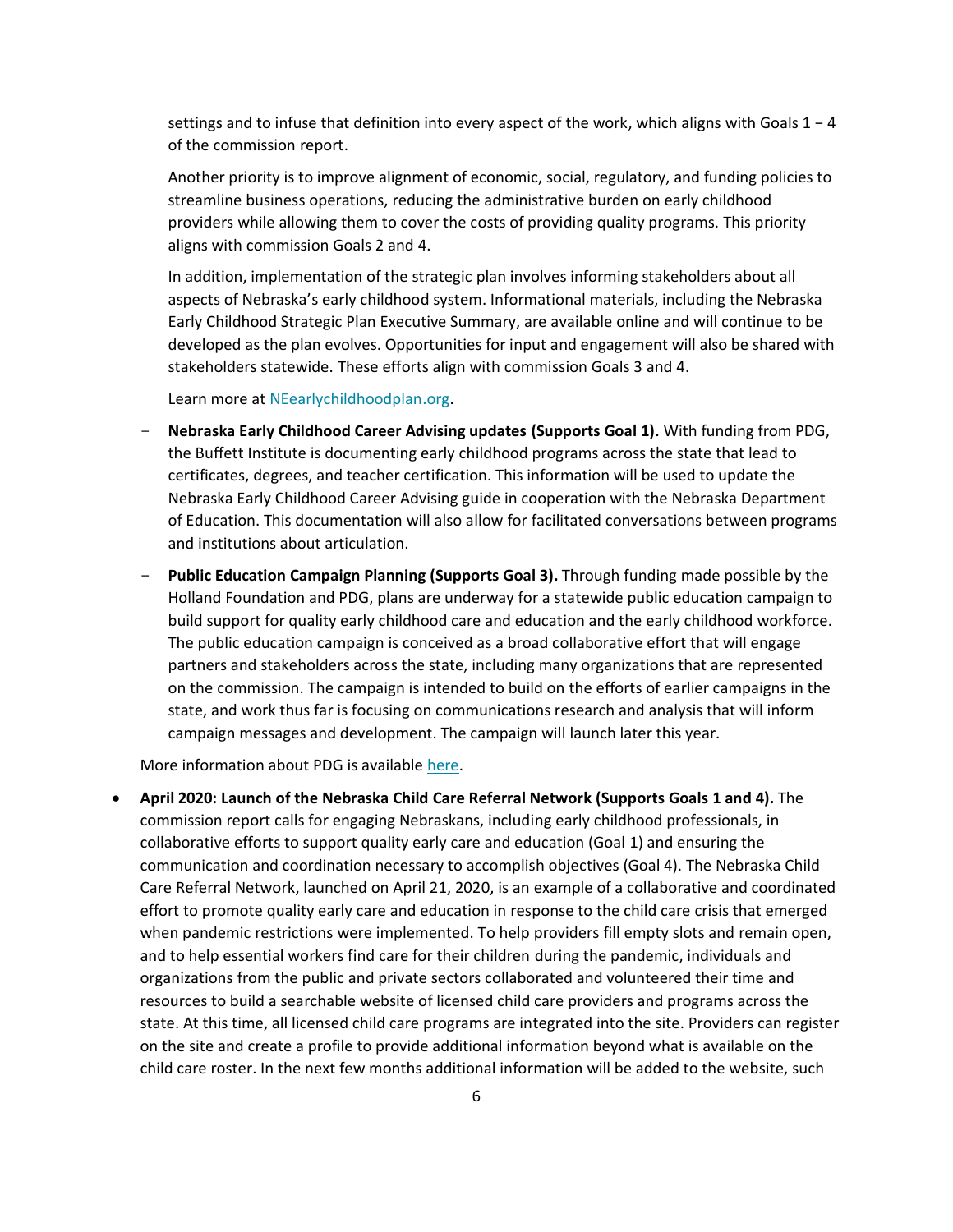settings and to infuse that definition into every aspect of the work, which aligns with Goals 1 − 4 of the commission report.

Another priority is to improve alignment of economic, social, regulatory, and funding policies to streamline business operations, reducing the administrative burden on early childhood providers while allowing them to cover the costs of providing quality programs. This priority aligns with commission Goals 2 and 4.

In addition, implementation of the strategic plan involves informing stakeholders about all aspects of Nebraska's early childhood system. Informational materials, including the Nebraska Early Childhood Strategic Plan Executive Summary, are available online and will continue to be developed as the plan evolves. Opportunities for input and engagement will also be shared with stakeholders statewide. These efforts align with commission Goals 3 and 4.

Learn more at NEearlychildhoodplan.org.

- **Nebraska Early Childhood Career Advising updates (Supports Goal 1).** With funding from PDG, the Buffett Institute is documenting early childhood programs across the state that lead to certificates, degrees, and teacher certification. This information will be used to update the Nebraska Early Childhood Career Advising guide in cooperation with the Nebraska Department of Education. This documentation will also allow for facilitated conversations between programs and institutions about articulation.
- **Public Education Campaign Planning (Supports Goal 3).** Through funding made possible by the Holland Foundation and PDG, plans are underway for a statewide public education campaign to build support for quality early childhood care and education and the early childhood workforce. The public education campaign is conceived as a broad collaborative effort that will engage partners and stakeholders across the state, including many organizations that are represented on the commission. The campaign is intended to build on the efforts of earlier campaigns in the state, and work thus far is focusing on communications research and analysis that will inform campaign messages and development. The campaign will launch later this year.

More information about PDG is available here.

- **April 2020: Launch of the Nebraska Child Care Referral Network (Supports Goals 1 and 4).** The commission report calls for engaging Nebraskans, including early childhood professionals, in collaborative efforts to support quality early care and education (Goal 1) and ensuring the communication and coordination necessary to accomplish objectives (Goal 4). The Nebraska Child Care Referral Network, launched on April 21, 2020, is an example of a collaborative and coordinated effort to promote quality early care and education in response to the child care crisis that emerged when pandemic restrictions were implemented. To help providers fill empty slots and remain open, and to help essential workers find care for their children during the pandemic, individuals and organizations from the public and private sectors collaborated and volunteered their time and resources to build a searchable website of licensed child care providers and programs across the state. At this time, all licensed child care programs are integrated into the site. Providers can register on the site and create a profile to provide additional information beyond what is available on the child care roster. In the next few months additional information will be added to the website, such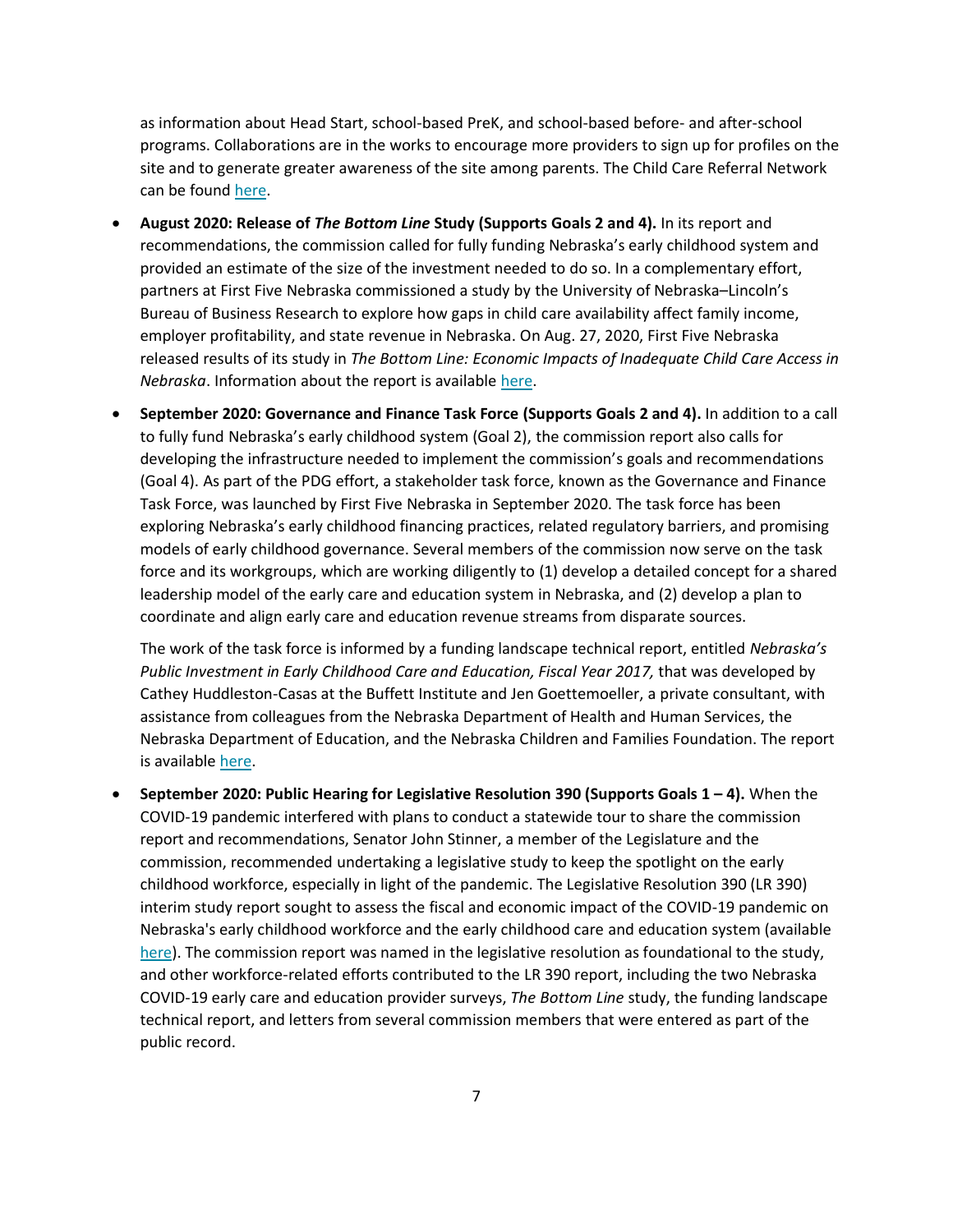as information about Head Start, school-based PreK, and school-based before- and after-school programs. Collaborations are in the works to encourage more providers to sign up for profiles on the site and to generate greater awareness of the site among parents. The Child Care Referral Network can be found here.

- **August 2020: Release of *The Bottom Line* Study (Supports Goals 2 and 4).** In its report and recommendations, the commission called for fully funding Nebraska's early childhood system and provided an estimate of the size of the investment needed to do so. In a complementary effort, partners at First Five Nebraska commissioned a study by the University of Nebraska–Lincoln's Bureau of Business Research to explore how gaps in child care availability affect family income, employer profitability, and state revenue in Nebraska. On Aug. 27, 2020, First Five Nebraska released results of its study in *The Bottom Line: Economic Impacts of Inadequate Child Care Access in Nebraska*. Information about the report is available here.

- **September 2020: Governance and Finance Task Force (Supports Goals 2 and 4).** In addition to a call to fully fund Nebraska's early childhood system (Goal 2), the commission report also calls for developing the infrastructure needed to implement the commission's goals and recommendations (Goal 4). As part of the PDG effort, a stakeholder task force, known as the Governance and Finance Task Force, was launched by First Five Nebraska in September 2020. The task force has been exploring Nebraska's early childhood financing practices, related regulatory barriers, and promising models of early childhood governance. Several members of the commission now serve on the task force and its workgroups, which are working diligently to (1) develop a detailed concept for a shared leadership model of the early care and education system in Nebraska, and (2) develop a plan to coordinate and align early care and education revenue streams from disparate sources.

  The work of the task force is informed by a funding landscape technical report, entitled *Nebraska's Public Investment in Early Childhood Care and Education, Fiscal Year 2017,* that was developed by Cathey Huddleston-Casas at the Buffett Institute and Jen Goettemoeller, a private consultant, with assistance from colleagues from the Nebraska Department of Health and Human Services, the Nebraska Department of Education, and the Nebraska Children and Families Foundation. The report is available here.

- **September 2020: Public Hearing for Legislative Resolution 390 (Supports Goals 1 – 4).** When the COVID-19 pandemic interfered with plans to conduct a statewide tour to share the commission report and recommendations, Senator John Stinner, a member of the Legislature and the commission, recommended undertaking a legislative study to keep the spotlight on the early childhood workforce, especially in light of the pandemic. The Legislative Resolution 390 (LR 390) interim study report sought to assess the fiscal and economic impact of the COVID-19 pandemic on Nebraska's early childhood workforce and the early childhood care and education system (available here). The commission report was named in the legislative resolution as foundational to the study, and other workforce-related efforts contributed to the LR 390 report, including the two Nebraska COVID-19 early care and education provider surveys, *The Bottom Line* study, the funding landscape technical report, and letters from several commission members that were entered as part of the public record.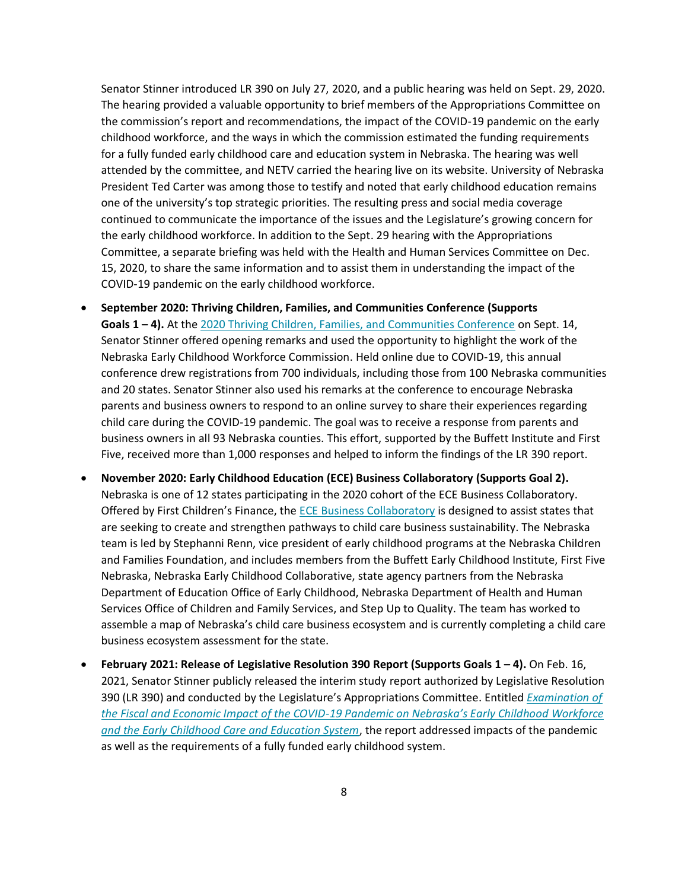Senator Stinner introduced LR 390 on July 27, 2020, and a public hearing was held on Sept. 29, 2020. The hearing provided a valuable opportunity to brief members of the Appropriations Committee on the commission's report and recommendations, the impact of the COVID-19 pandemic on the early childhood workforce, and the ways in which the commission estimated the funding requirements for a fully funded early childhood care and education system in Nebraska. The hearing was well attended by the committee, and NETV carried the hearing live on its website. University of Nebraska President Ted Carter was among those to testify and noted that early childhood education remains one of the university's top strategic priorities. The resulting press and social media coverage continued to communicate the importance of the issues and the Legislature's growing concern for the early childhood workforce. In addition to the Sept. 29 hearing with the Appropriations Committee, a separate briefing was held with the Health and Human Services Committee on Dec. 15, 2020, to share the same information and to assist them in understanding the impact of the COVID-19 pandemic on the early childhood workforce.

- **September 2020: Thriving Children, Families, and Communities Conference (Supports Goals 1 – 4).** At the [2020 Thriving Children, Families, and Communities Conference]() on Sept. 14, Senator Stinner offered opening remarks and used the opportunity to highlight the work of the Nebraska Early Childhood Workforce Commission. Held online due to COVID-19, this annual conference drew registrations from 700 individuals, including those from 100 Nebraska communities and 20 states. Senator Stinner also used his remarks at the conference to encourage Nebraska parents and business owners to respond to an online survey to share their experiences regarding child care during the COVID-19 pandemic. The goal was to receive a response from parents and business owners in all 93 Nebraska counties. This effort, supported by the Buffett Institute and First Five, received more than 1,000 responses and helped to inform the findings of the LR 390 report.
- **November 2020: Early Childhood Education (ECE) Business Collaboratory (Supports Goal 2).** Nebraska is one of 12 states participating in the 2020 cohort of the ECE Business Collaboratory. Offered by First Children's Finance, the [ECE Business Collaboratory]() is designed to assist states that are seeking to create and strengthen pathways to child care business sustainability. The Nebraska team is led by Stephanni Renn, vice president of early childhood programs at the Nebraska Children and Families Foundation, and includes members from the Buffett Early Childhood Institute, First Five Nebraska, Nebraska Early Childhood Collaborative, state agency partners from the Nebraska Department of Education Office of Early Childhood, Nebraska Department of Health and Human Services Office of Children and Family Services, and Step Up to Quality. The team has worked to assemble a map of Nebraska's child care business ecosystem and is currently completing a child care business ecosystem assessment for the state.
- **February 2021: Release of Legislative Resolution 390 Report (Supports Goals 1 – 4).** On Feb. 16, 2021, Senator Stinner publicly released the interim study report authorized by Legislative Resolution 390 (LR 390) and conducted by the Legislature's Appropriations Committee. Entitled [*Examination of the Fiscal and Economic Impact of the COVID-19 Pandemic on Nebraska's Early Childhood Workforce and the Early Childhood Care and Education System*](), the report addressed impacts of the pandemic as well as the requirements of a fully funded early childhood system.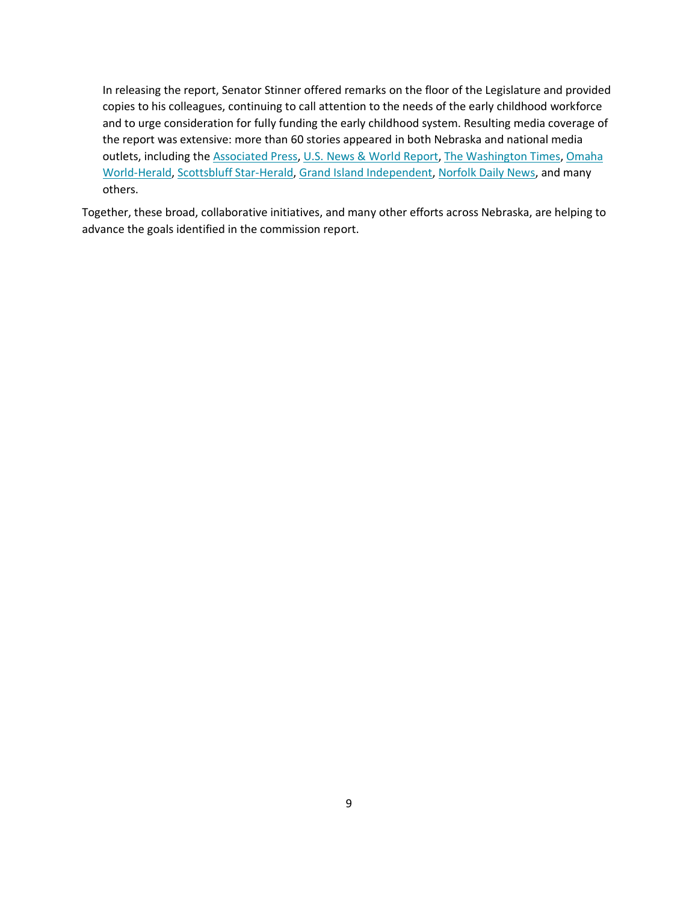In releasing the report, Senator Stinner offered remarks on the floor of the Legislature and provided copies to his colleagues, continuing to call attention to the needs of the early childhood workforce and to urge consideration for fully funding the early childhood system. Resulting media coverage of the report was extensive: more than 60 stories appeared in both Nebraska and national media outlets, including the Associated Press, U.S. News & World Report, The Washington Times, Omaha World-Herald, Scottsbluff Star-Herald, Grand Island Independent, Norfolk Daily News, and many others.

Together, these broad, collaborative initiatives, and many other efforts across Nebraska, are helping to advance the goals identified in the commission report.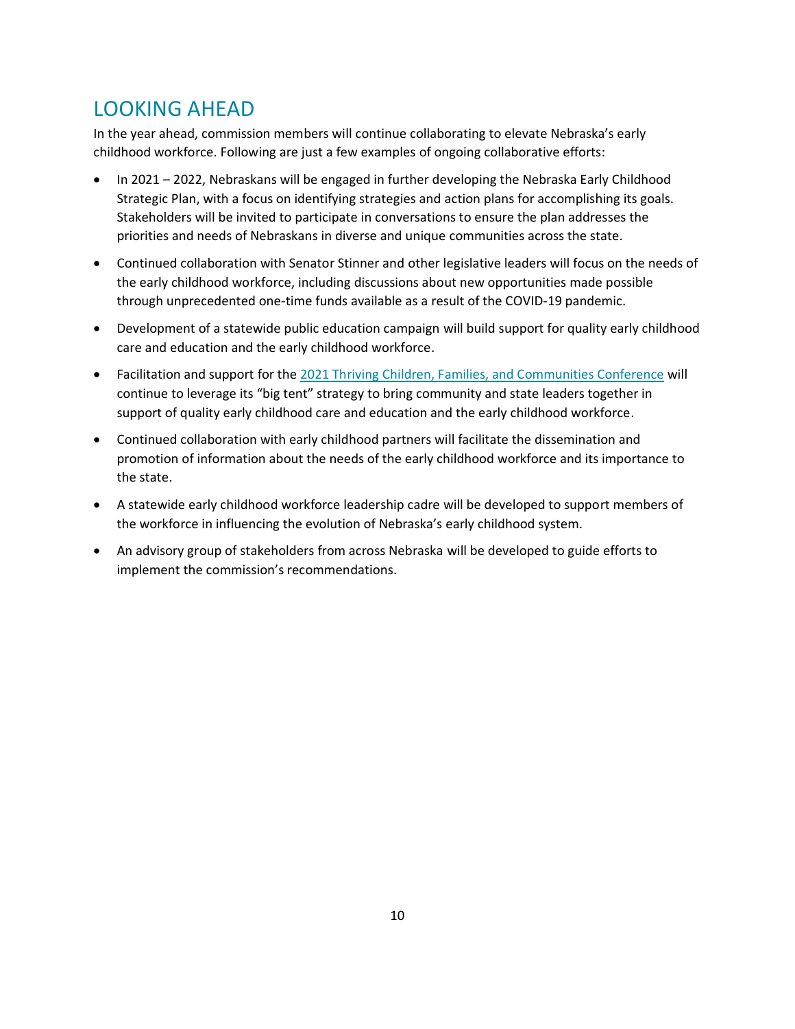## LOOKING AHEAD

In the year ahead, commission members will continue collaborating to elevate Nebraska's early childhood workforce. Following are just a few examples of ongoing collaborative efforts:

- In 2021 – 2022, Nebraskans will be engaged in further developing the Nebraska Early Childhood Strategic Plan, with a focus on identifying strategies and action plans for accomplishing its goals. Stakeholders will be invited to participate in conversations to ensure the plan addresses the priorities and needs of Nebraskans in diverse and unique communities across the state.
- Continued collaboration with Senator Stinner and other legislative leaders will focus on the needs of the early childhood workforce, including discussions about new opportunities made possible through unprecedented one-time funds available as a result of the COVID-19 pandemic.
- Development of a statewide public education campaign will build support for quality early childhood care and education and the early childhood workforce.
- Facilitation and support for the 2021 Thriving Children, Families, and Communities Conference will continue to leverage its "big tent" strategy to bring community and state leaders together in support of quality early childhood care and education and the early childhood workforce.
- Continued collaboration with early childhood partners will facilitate the dissemination and promotion of information about the needs of the early childhood workforce and its importance to the state.
- A statewide early childhood workforce leadership cadre will be developed to support members of the workforce in influencing the evolution of Nebraska's early childhood system.
- An advisory group of stakeholders from across Nebraska will be developed to guide efforts to implement the commission's recommendations.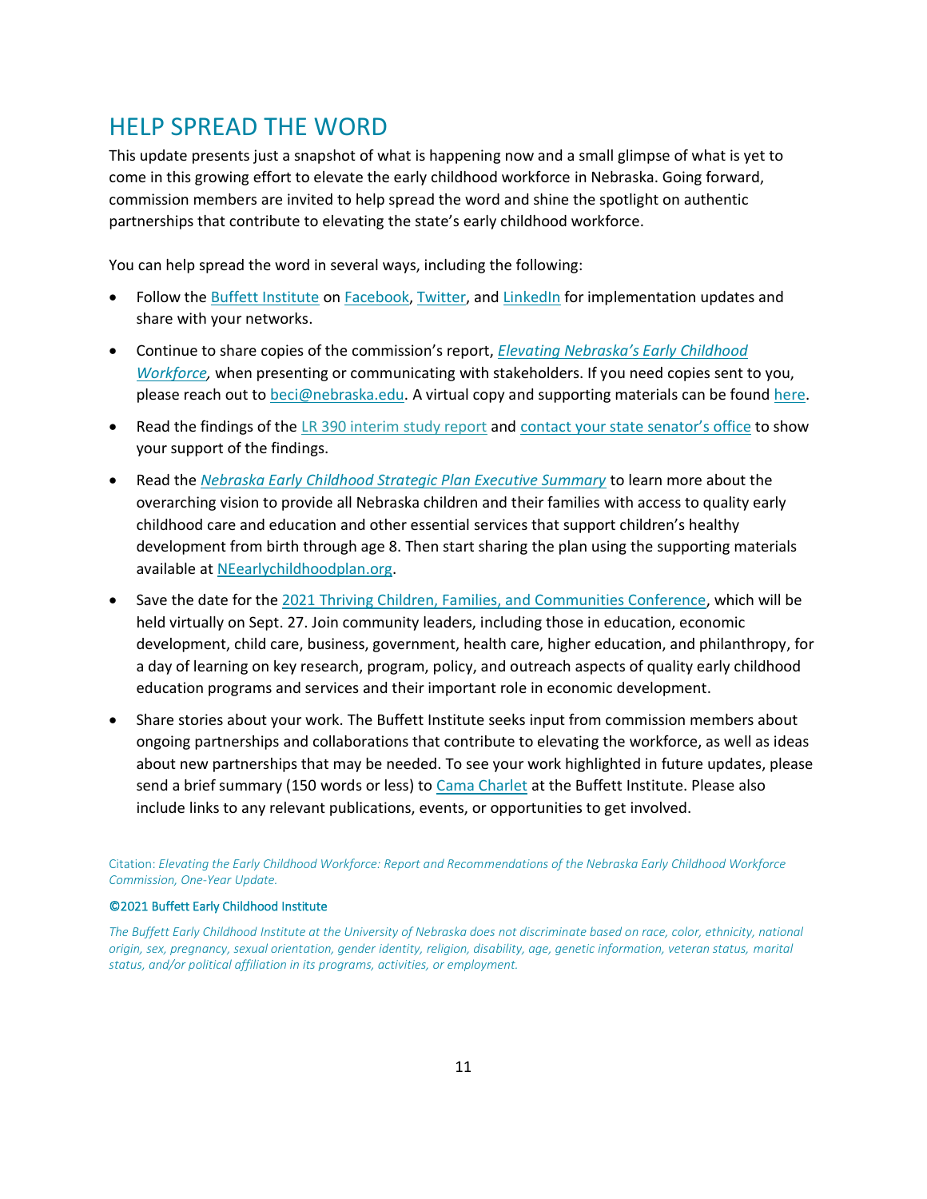## HELP SPREAD THE WORD

This update presents just a snapshot of what is happening now and a small glimpse of what is yet to come in this growing effort to elevate the early childhood workforce in Nebraska. Going forward, commission members are invited to help spread the word and shine the spotlight on authentic partnerships that contribute to elevating the state's early childhood workforce.

You can help spread the word in several ways, including the following:

- Follow the Buffett Institute on Facebook, Twitter, and LinkedIn for implementation updates and share with your networks.
- Continue to share copies of the commission's report, *Elevating Nebraska's Early Childhood Workforce*, when presenting or communicating with stakeholders. If you need copies sent to you, please reach out to beci@nebraska.edu. A virtual copy and supporting materials can be found here.
- Read the findings of the LR 390 interim study report and contact your state senator's office to show your support of the findings.
- Read the *Nebraska Early Childhood Strategic Plan Executive Summary* to learn more about the overarching vision to provide all Nebraska children and their families with access to quality early childhood care and education and other essential services that support children's healthy development from birth through age 8. Then start sharing the plan using the supporting materials available at NEearlychildhoodplan.org.
- Save the date for the 2021 Thriving Children, Families, and Communities Conference, which will be held virtually on Sept. 27. Join community leaders, including those in education, economic development, child care, business, government, health care, higher education, and philanthropy, for a day of learning on key research, program, policy, and outreach aspects of quality early childhood education programs and services and their important role in economic development.
- Share stories about your work. The Buffett Institute seeks input from commission members about ongoing partnerships and collaborations that contribute to elevating the workforce, as well as ideas about new partnerships that may be needed. To see your work highlighted in future updates, please send a brief summary (150 words or less) to Cama Charlet at the Buffett Institute. Please also include links to any relevant publications, events, or opportunities to get involved.

Citation: *Elevating the Early Childhood Workforce: Report and Recommendations of the Nebraska Early Childhood Workforce Commission, One-Year Update.*

©2021 Buffett Early Childhood Institute

*The Buffett Early Childhood Institute at the University of Nebraska does not discriminate based on race, color, ethnicity, national origin, sex, pregnancy, sexual orientation, gender identity, religion, disability, age, genetic information, veteran status, marital status, and/or political affiliation in its programs, activities, or employment.*